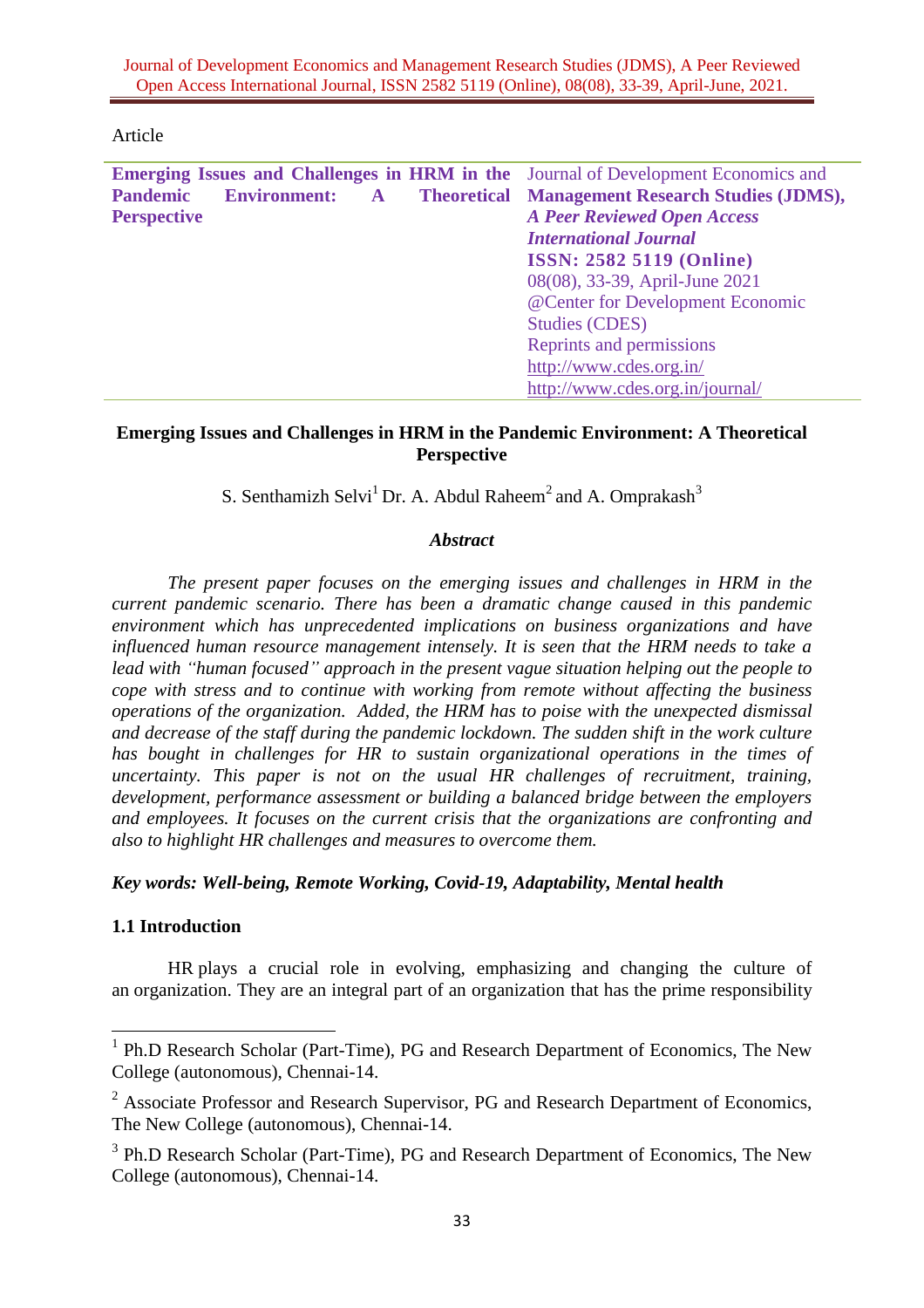Article

| **Emerging Issues and Challenges in HRM in the Pandemic Environment: A Theoretical Perspective** | Journal of Development Economics and **Management Research Studies (JDMS),** ***A Peer Reviewed Open Access International Journal*** **ISSN: 2582 5119 (Online)** 08(08), 33-39, April-June 2021 @Center for Development Economic Studies (CDES) Reprints and permissions http://www.cdes.org.in/ http://www.cdes.org.in/journal/ |
|---|---|

# Emerging Issues and Challenges in HRM in the Pandemic Environment: A Theoretical Perspective

S. Senthamizh Selvi[1] Dr. A. Abdul Raheem[2] and A. Omprakash[3]

### *Abstract*

*The present paper focuses on the emerging issues and challenges in HRM in the current pandemic scenario. There has been a dramatic change caused in this pandemic environment which has unprecedented implications on business organizations and have influenced human resource management intensely. It is seen that the HRM needs to take a lead with "human focused" approach in the present vague situation helping out the people to cope with stress and to continue with working from remote without affecting the business operations of the organization. Added, the HRM has to poise with the unexpected dismissal and decrease of the staff during the pandemic lockdown. The sudden shift in the work culture has bought in challenges for HR to sustain organizational operations in the times of uncertainty. This paper is not on the usual HR challenges of recruitment, training, development, performance assessment or building a balanced bridge between the employers and employees. It focuses on the current crisis that the organizations are confronting and also to highlight HR challenges and measures to overcome them.*

***Key words: Well-being, Remote Working, Covid-19, Adaptability, Mental health***

## 1.1 Introduction

HR plays a crucial role in evolving, emphasizing and changing the culture of an organization. They are an integral part of an organization that has the prime responsibility

---

[1] Ph.D Research Scholar (Part-Time), PG and Research Department of Economics, The New College (autonomous), Chennai-14.

[2] Associate Professor and Research Supervisor, PG and Research Department of Economics, The New College (autonomous), Chennai-14.

[3] Ph.D Research Scholar (Part-Time), PG and Research Department of Economics, The New College (autonomous), Chennai-14.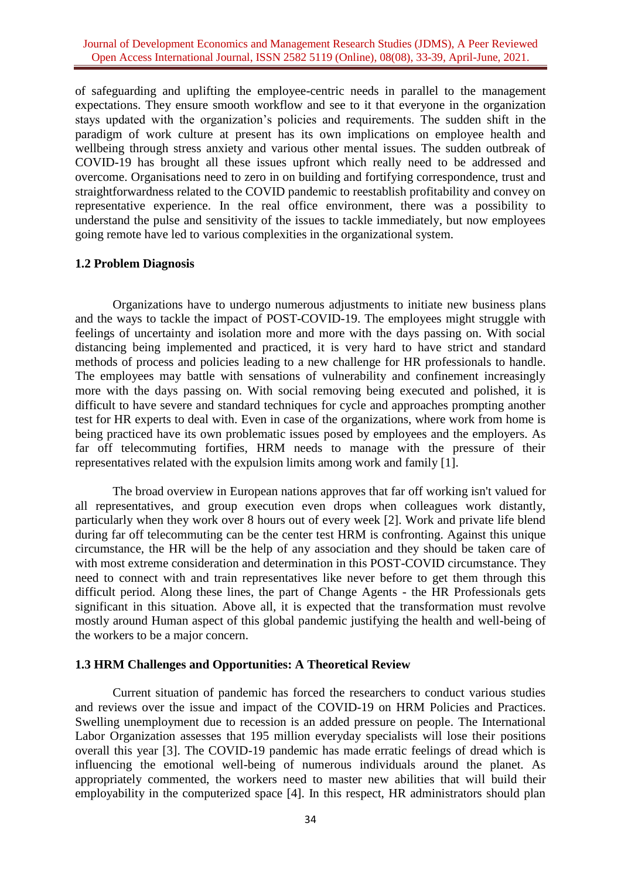of safeguarding and uplifting the employee-centric needs in parallel to the management expectations. They ensure smooth workflow and see to it that everyone in the organization stays updated with the organization's policies and requirements. The sudden shift in the paradigm of work culture at present has its own implications on employee health and wellbeing through stress anxiety and various other mental issues. The sudden outbreak of COVID-19 has brought all these issues upfront which really need to be addressed and overcome. Organisations need to zero in on building and fortifying correspondence, trust and straightforwardness related to the COVID pandemic to reestablish profitability and convey on representative experience. In the real office environment, there was a possibility to understand the pulse and sensitivity of the issues to tackle immediately, but now employees going remote have led to various complexities in the organizational system.

### 1.2 Problem Diagnosis

Organizations have to undergo numerous adjustments to initiate new business plans and the ways to tackle the impact of POST-COVID-19. The employees might struggle with feelings of uncertainty and isolation more and more with the days passing on. With social distancing being implemented and practiced, it is very hard to have strict and standard methods of process and policies leading to a new challenge for HR professionals to handle. The employees may battle with sensations of vulnerability and confinement increasingly more with the days passing on. With social removing being executed and polished, it is difficult to have severe and standard techniques for cycle and approaches prompting another test for HR experts to deal with. Even in case of the organizations, where work from home is being practiced have its own problematic issues posed by employees and the employers. As far off telecommuting fortifies, HRM needs to manage with the pressure of their representatives related with the expulsion limits among work and family [1].

The broad overview in European nations approves that far off working isn't valued for all representatives, and group execution even drops when colleagues work distantly, particularly when they work over 8 hours out of every week [2]. Work and private life blend during far off telecommuting can be the center test HRM is confronting. Against this unique circumstance, the HR will be the help of any association and they should be taken care of with most extreme consideration and determination in this POST-COVID circumstance. They need to connect with and train representatives like never before to get them through this difficult period. Along these lines, the part of Change Agents - the HR Professionals gets significant in this situation. Above all, it is expected that the transformation must revolve mostly around Human aspect of this global pandemic justifying the health and well-being of the workers to be a major concern.

### 1.3 HRM Challenges and Opportunities: A Theoretical Review

Current situation of pandemic has forced the researchers to conduct various studies and reviews over the issue and impact of the COVID-19 on HRM Policies and Practices. Swelling unemployment due to recession is an added pressure on people. The International Labor Organization assesses that 195 million everyday specialists will lose their positions overall this year [3]. The COVID-19 pandemic has made erratic feelings of dread which is influencing the emotional well-being of numerous individuals around the planet. As appropriately commented, the workers need to master new abilities that will build their employability in the computerized space [4]. In this respect, HR administrators should plan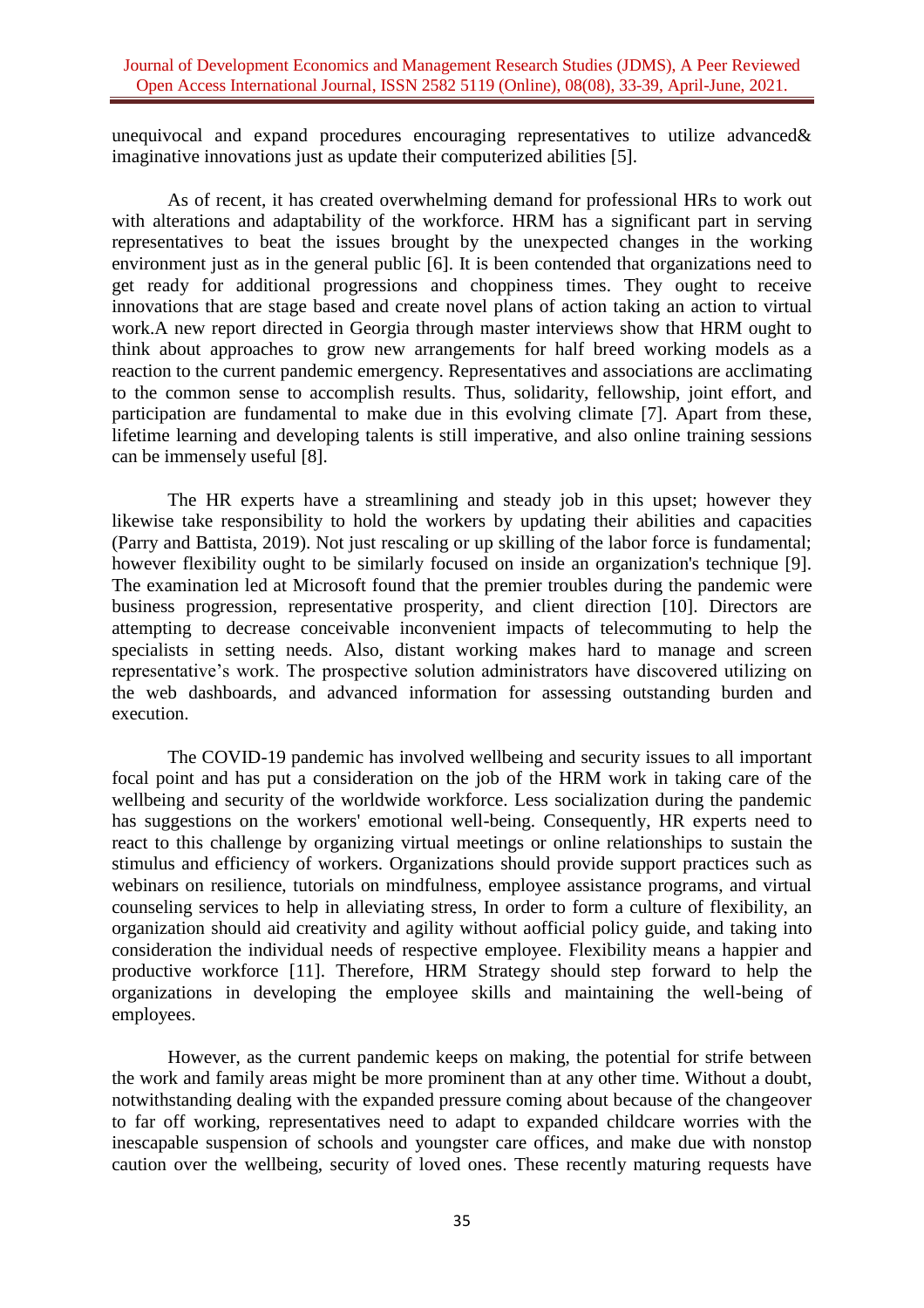unequivocal and expand procedures encouraging representatives to utilize advanced& imaginative innovations just as update their computerized abilities [5].

As of recent, it has created overwhelming demand for professional HRs to work out with alterations and adaptability of the workforce. HRM has a significant part in serving representatives to beat the issues brought by the unexpected changes in the working environment just as in the general public [6]. It is been contended that organizations need to get ready for additional progressions and choppiness times. They ought to receive innovations that are stage based and create novel plans of action taking an action to virtual work.A new report directed in Georgia through master interviews show that HRM ought to think about approaches to grow new arrangements for half breed working models as a reaction to the current pandemic emergency. Representatives and associations are acclimating to the common sense to accomplish results. Thus, solidarity, fellowship, joint effort, and participation are fundamental to make due in this evolving climate [7]. Apart from these, lifetime learning and developing talents is still imperative, and also online training sessions can be immensely useful [8].

The HR experts have a streamlining and steady job in this upset; however they likewise take responsibility to hold the workers by updating their abilities and capacities (Parry and Battista, 2019). Not just rescaling or up skilling of the labor force is fundamental; however flexibility ought to be similarly focused on inside an organization's technique [9]. The examination led at Microsoft found that the premier troubles during the pandemic were business progression, representative prosperity, and client direction [10]. Directors are attempting to decrease conceivable inconvenient impacts of telecommuting to help the specialists in setting needs. Also, distant working makes hard to manage and screen representative's work. The prospective solution administrators have discovered utilizing on the web dashboards, and advanced information for assessing outstanding burden and execution.

The COVID-19 pandemic has involved wellbeing and security issues to all important focal point and has put a consideration on the job of the HRM work in taking care of the wellbeing and security of the worldwide workforce. Less socialization during the pandemic has suggestions on the workers' emotional well-being. Consequently, HR experts need to react to this challenge by organizing virtual meetings or online relationships to sustain the stimulus and efficiency of workers. Organizations should provide support practices such as webinars on resilience, tutorials on mindfulness, employee assistance programs, and virtual counseling services to help in alleviating stress, In order to form a culture of flexibility, an organization should aid creativity and agility without aofficial policy guide, and taking into consideration the individual needs of respective employee. Flexibility means a happier and productive workforce [11]. Therefore, HRM Strategy should step forward to help the organizations in developing the employee skills and maintaining the well-being of employees.

However, as the current pandemic keeps on making, the potential for strife between the work and family areas might be more prominent than at any other time. Without a doubt, notwithstanding dealing with the expanded pressure coming about because of the changeover to far off working, representatives need to adapt to expanded childcare worries with the inescapable suspension of schools and youngster care offices, and make due with nonstop caution over the wellbeing, security of loved ones. These recently maturing requests have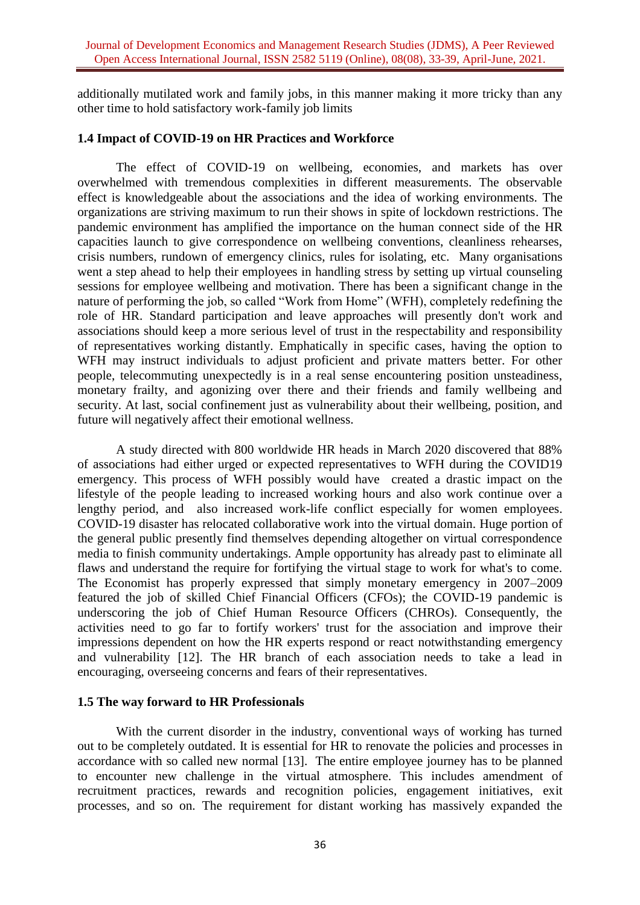additionally mutilated work and family jobs, in this manner making it more tricky than any other time to hold satisfactory work-family job limits

### 1.4 Impact of COVID-19 on HR Practices and Workforce

The effect of COVID-19 on wellbeing, economies, and markets has over overwhelmed with tremendous complexities in different measurements. The observable effect is knowledgeable about the associations and the idea of working environments. The organizations are striving maximum to run their shows in spite of lockdown restrictions. The pandemic environment has amplified the importance on the human connect side of the HR capacities launch to give correspondence on wellbeing conventions, cleanliness rehearses, crisis numbers, rundown of emergency clinics, rules for isolating, etc. Many organisations went a step ahead to help their employees in handling stress by setting up virtual counseling sessions for employee wellbeing and motivation. There has been a significant change in the nature of performing the job, so called "Work from Home" (WFH), completely redefining the role of HR. Standard participation and leave approaches will presently don't work and associations should keep a more serious level of trust in the respectability and responsibility of representatives working distantly. Emphatically in specific cases, having the option to WFH may instruct individuals to adjust proficient and private matters better. For other people, telecommuting unexpectedly is in a real sense encountering position unsteadiness, monetary frailty, and agonizing over there and their friends and family wellbeing and security. At last, social confinement just as vulnerability about their wellbeing, position, and future will negatively affect their emotional wellness.

A study directed with 800 worldwide HR heads in March 2020 discovered that 88% of associations had either urged or expected representatives to WFH during the COVID19 emergency. This process of WFH possibly would have created a drastic impact on the lifestyle of the people leading to increased working hours and also work continue over a lengthy period, and also increased work-life conflict especially for women employees. COVID-19 disaster has relocated collaborative work into the virtual domain. Huge portion of the general public presently find themselves depending altogether on virtual correspondence media to finish community undertakings. Ample opportunity has already past to eliminate all flaws and understand the require for fortifying the virtual stage to work for what's to come. The Economist has properly expressed that simply monetary emergency in 2007–2009 featured the job of skilled Chief Financial Officers (CFOs); the COVID-19 pandemic is underscoring the job of Chief Human Resource Officers (CHROs). Consequently, the activities need to go far to fortify workers' trust for the association and improve their impressions dependent on how the HR experts respond or react notwithstanding emergency and vulnerability [12]. The HR branch of each association needs to take a lead in encouraging, overseeing concerns and fears of their representatives.

### 1.5 The way forward to HR Professionals

With the current disorder in the industry, conventional ways of working has turned out to be completely outdated. It is essential for HR to renovate the policies and processes in accordance with so called new normal [13]. The entire employee journey has to be planned to encounter new challenge in the virtual atmosphere. This includes amendment of recruitment practices, rewards and recognition policies, engagement initiatives, exit processes, and so on. The requirement for distant working has massively expanded the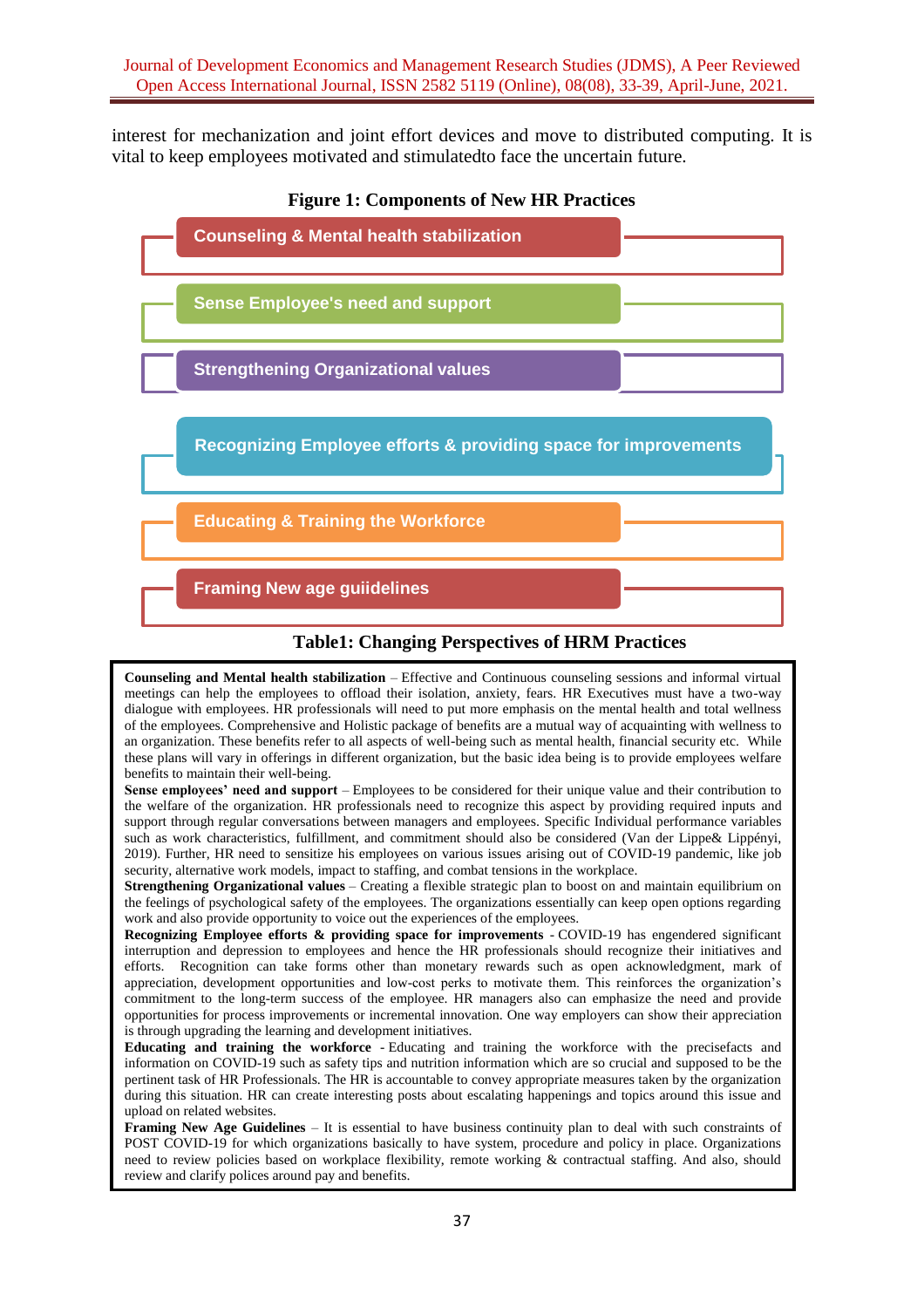interest for mechanization and joint effort devices and move to distributed computing. It is vital to keep employees motivated and stimulatedto face the uncertain future.

**Figure 1: Components of New HR Practices**

- Counseling & Mental health stabilization
- Sense Employee's need and support
- Strengthening Organizational values
- Recognizing Employee efforts & providing space for improvements
- Educating & Training the Workforce
- Framing New age guiidelines

**Table1: Changing Perspectives of HRM Practices**

**Counseling and Mental health stabilization** – Effective and Continuous counseling sessions and informal virtual meetings can help the employees to offload their isolation, anxiety, fears. HR Executives must have a two-way dialogue with employees. HR professionals will need to put more emphasis on the mental health and total wellness of the employees. Comprehensive and Holistic package of benefits are a mutual way of acquainting with wellness to an organization. These benefits refer to all aspects of well-being such as mental health, financial security etc. While these plans will vary in offerings in different organization, but the basic idea being is to provide employees welfare benefits to maintain their well-being.

**Sense employees' need and support** – Employees to be considered for their unique value and their contribution to the welfare of the organization. HR professionals need to recognize this aspect by providing required inputs and support through regular conversations between managers and employees. Specific Individual performance variables such as work characteristics, fulfillment, and commitment should also be considered (Van der Lippe& Lippényi, 2019). Further, HR need to sensitize his employees on various issues arising out of COVID-19 pandemic, like job security, alternative work models, impact to staffing, and combat tensions in the workplace.

**Strengthening Organizational values** – Creating a flexible strategic plan to boost on and maintain equilibrium on the feelings of psychological safety of the employees. The organizations essentially can keep open options regarding work and also provide opportunity to voice out the experiences of the employees.

**Recognizing Employee efforts & providing space for improvements** - COVID-19 has engendered significant interruption and depression to employees and hence the HR professionals should recognize their initiatives and efforts. Recognition can take forms other than monetary rewards such as open acknowledgment, mark of appreciation, development opportunities and low-cost perks to motivate them. This reinforces the organization's commitment to the long-term success of the employee. HR managers also can emphasize the need and provide opportunities for process improvements or incremental innovation. One way employers can show their appreciation is through upgrading the learning and development initiatives.

**Educating and training the workforce** - Educating and training the workforce with the precisefacts and information on COVID-19 such as safety tips and nutrition information which are so crucial and supposed to be the pertinent task of HR Professionals. The HR is accountable to convey appropriate measures taken by the organization during this situation. HR can create interesting posts about escalating happenings and topics around this issue and upload on related websites.

**Framing New Age Guidelines** – It is essential to have business continuity plan to deal with such constraints of POST COVID-19 for which organizations basically to have system, procedure and policy in place. Organizations need to review policies based on workplace flexibility, remote working & contractual staffing. And also, should review and clarify polices around pay and benefits.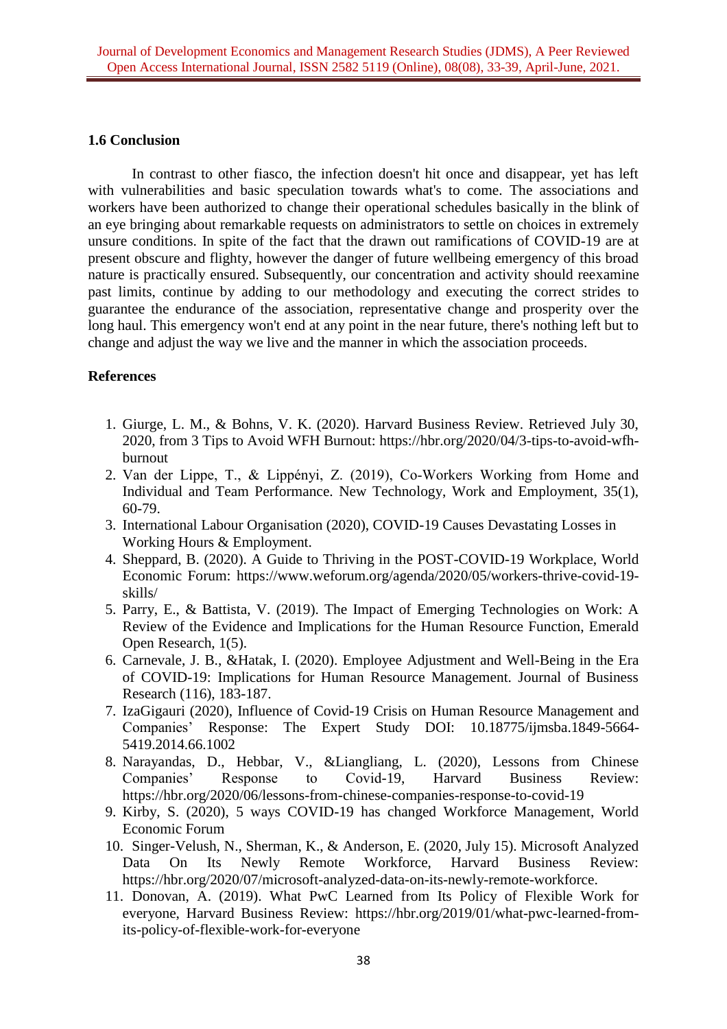### 1.6 Conclusion

In contrast to other fiasco, the infection doesn't hit once and disappear, yet has left with vulnerabilities and basic speculation towards what's to come. The associations and workers have been authorized to change their operational schedules basically in the blink of an eye bringing about remarkable requests on administrators to settle on choices in extremely unsure conditions. In spite of the fact that the drawn out ramifications of COVID-19 are at present obscure and flighty, however the danger of future wellbeing emergency of this broad nature is practically ensured. Subsequently, our concentration and activity should reexamine past limits, continue by adding to our methodology and executing the correct strides to guarantee the endurance of the association, representative change and prosperity over the long haul. This emergency won't end at any point in the near future, there's nothing left but to change and adjust the way we live and the manner in which the association proceeds.

### References

1. Giurge, L. M., & Bohns, V. K. (2020). Harvard Business Review. Retrieved July 30, 2020, from 3 Tips to Avoid WFH Burnout: https://hbr.org/2020/04/3-tips-to-avoid-wfh-burnout
2. Van der Lippe, T., & Lippényi, Z. (2019), Co-Workers Working from Home and Individual and Team Performance. New Technology, Work and Employment, 35(1), 60-79.
3. International Labour Organisation (2020), COVID-19 Causes Devastating Losses in Working Hours & Employment.
4. Sheppard, B. (2020). A Guide to Thriving in the POST-COVID-19 Workplace, World Economic Forum: https://www.weforum.org/agenda/2020/05/workers-thrive-covid-19-skills/
5. Parry, E., & Battista, V. (2019). The Impact of Emerging Technologies on Work: A Review of the Evidence and Implications for the Human Resource Function, Emerald Open Research, 1(5).
6. Carnevale, J. B., &Hatak, I. (2020). Employee Adjustment and Well-Being in the Era of COVID-19: Implications for Human Resource Management. Journal of Business Research (116), 183-187.
7. IzaGigauri (2020), Influence of Covid-19 Crisis on Human Resource Management and Companies' Response: The Expert Study DOI: 10.18775/ijmsba.1849-5664-5419.2014.66.1002
8. Narayandas, D., Hebbar, V., &Liangliang, L. (2020), Lessons from Chinese Companies' Response to Covid-19, Harvard Business Review: https://hbr.org/2020/06/lessons-from-chinese-companies-response-to-covid-19
9. Kirby, S. (2020), 5 ways COVID-19 has changed Workforce Management, World Economic Forum
10. Singer-Velush, N., Sherman, K., & Anderson, E. (2020, July 15). Microsoft Analyzed Data On Its Newly Remote Workforce, Harvard Business Review: https://hbr.org/2020/07/microsoft-analyzed-data-on-its-newly-remote-workforce.
11. Donovan, A. (2019). What PwC Learned from Its Policy of Flexible Work for everyone, Harvard Business Review: https://hbr.org/2019/01/what-pwc-learned-from-its-policy-of-flexible-work-for-everyone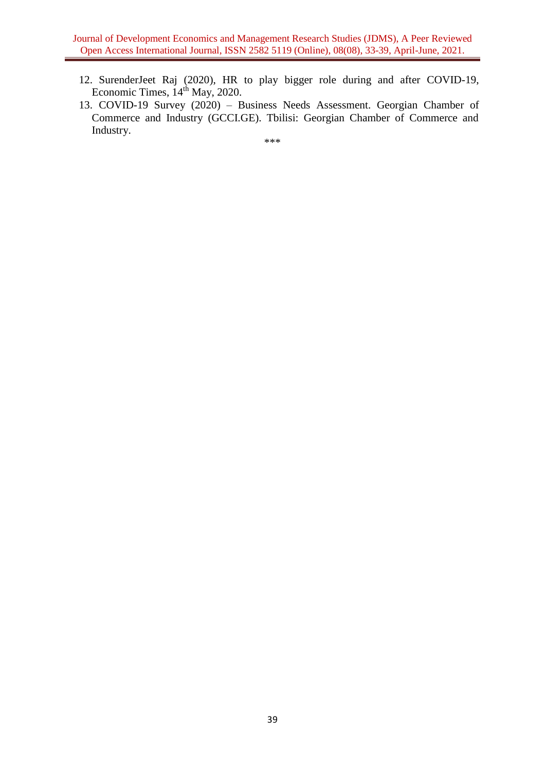12. SurenderJeet Raj (2020), HR to play bigger role during and after COVID-19, Economic Times, 14th May, 2020.
13. COVID-19 Survey (2020) – Business Needs Assessment. Georgian Chamber of Commerce and Industry (GCCI.GE). Tbilisi: Georgian Chamber of Commerce and Industry.

***